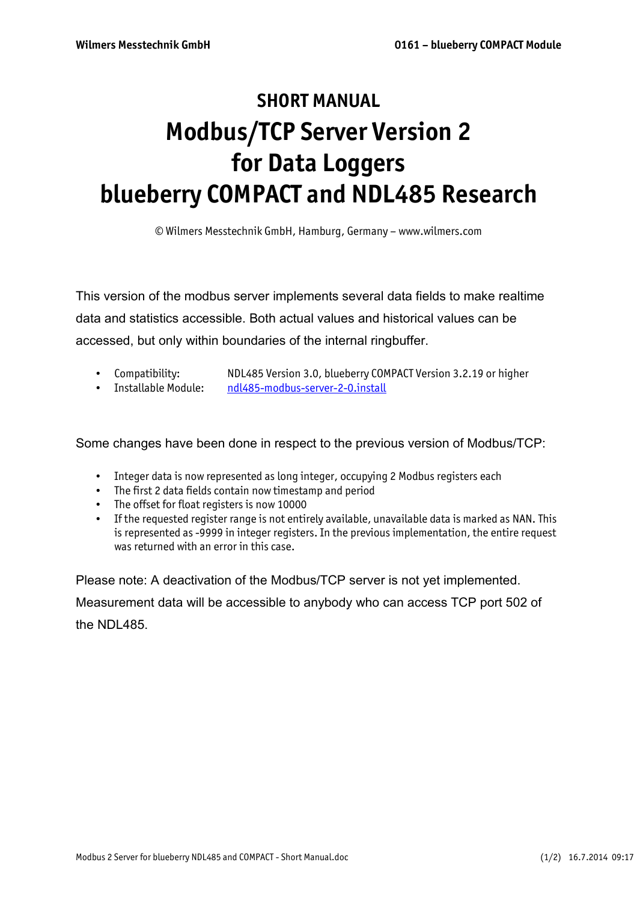# SHORT MANUAL

# Modbus/TCP Server Version 2 for Data Loggers blueberry COMPACT and NDL485 Research

© Wilmers Messtechnik GmbH, Hamburg, Germany – www.wilmers.com

This version of the modbus server implements several data fields to make realtime data and statistics accessible. Both actual values and historical values can be accessed, but only within boundaries of the internal ringbuffer.

- Compatibility: NDL485 Version 3.0, blueberry COMPACT Version 3.2.19 or higher
- Installable Module: [ndl485-modbus-server-2-0.install](ndl485-modbus-server-2-0.install)

Some changes have been done in respect to the previous version of Modbus/TCP:

- Integer data is now represented as long integer, occupying 2 Modbus registers each
- The first 2 data fields contain now timestamp and period
- The offset for float registers is now 10000
- If the requested register range is not entirely available, unavailable data is marked as NAN. This is represented as -9999 in integer registers. In the previous implementation, the entire request was returned with an error in this case.

Please note: A deactivation of the Modbus/TCP server is not yet implemented. Measurement data will be accessible to anybody who can access TCP port 502 of the NDL485.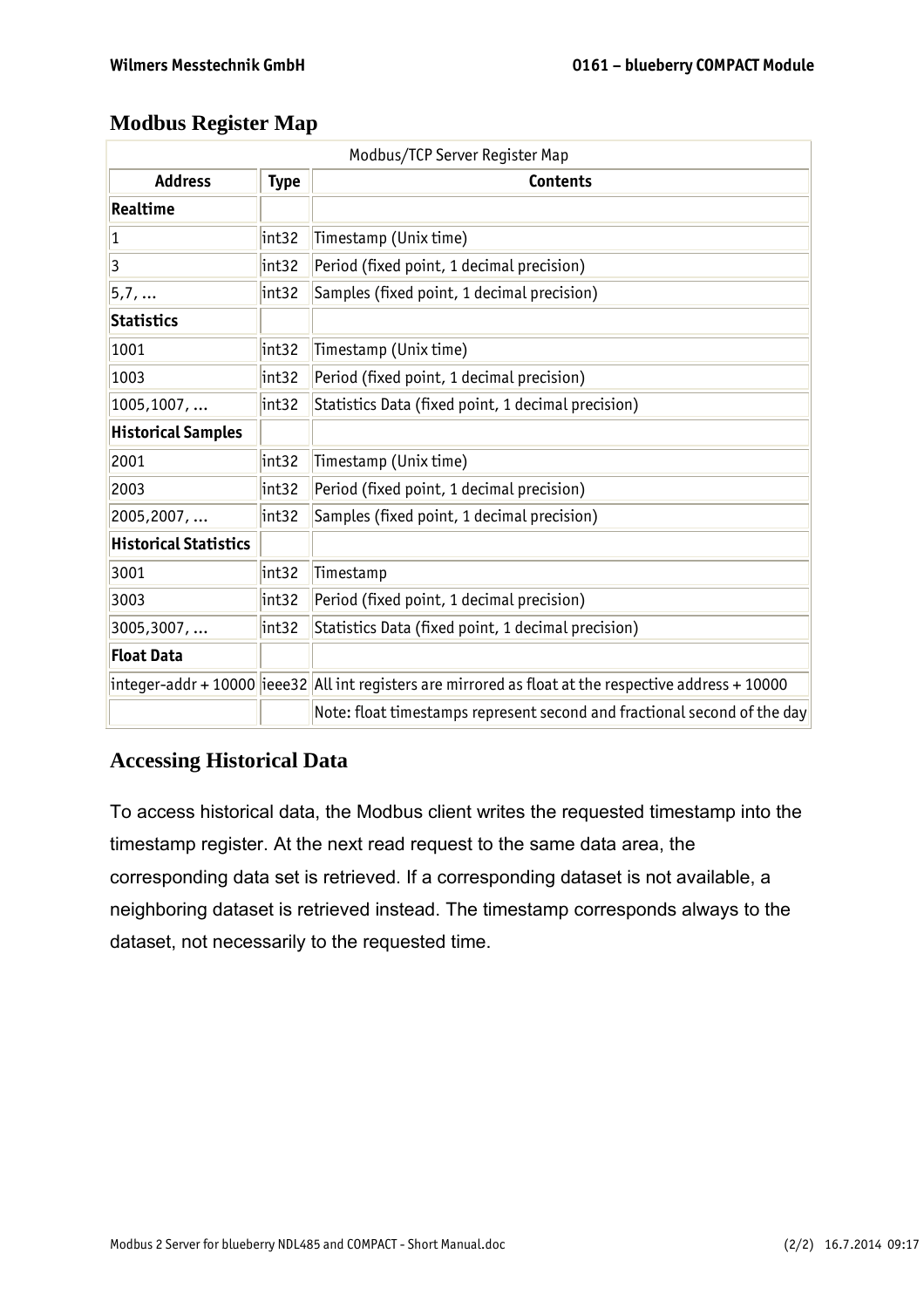## Modbus Register Map

| Modbus/TCP Server Register Map | | |
|---|---|---|
| **Address** | **Type** | **Contents** |
| **Realtime** | | |
| 1 | int32 | Timestamp (Unix time) |
| 3 | int32 | Period (fixed point, 1 decimal precision) |
| 5,7, ... | int32 | Samples (fixed point, 1 decimal precision) |
| **Statistics** | | |
| 1001 | int32 | Timestamp (Unix time) |
| 1003 | int32 | Period (fixed point, 1 decimal precision) |
| 1005,1007, ... | int32 | Statistics Data (fixed point, 1 decimal precision) |
| **Historical Samples** | | |
| 2001 | int32 | Timestamp (Unix time) |
| 2003 | int32 | Period (fixed point, 1 decimal precision) |
| 2005,2007, ... | int32 | Samples (fixed point, 1 decimal precision) |
| **Historical Statistics** | | |
| 3001 | int32 | Timestamp |
| 3003 | int32 | Period (fixed point, 1 decimal precision) |
| 3005,3007, ... | int32 | Statistics Data (fixed point, 1 decimal precision) |
| **Float Data** | | |
| integer-addr + 10000 | ieee32 | All int registers are mirrored as float at the respective address + 10000 |
| | | Note: float timestamps represent second and fractional second of the day |

## Accessing Historical Data

To access historical data, the Modbus client writes the requested timestamp into the timestamp register. At the next read request to the same data area, the corresponding data set is retrieved. If a corresponding dataset is not available, a neighboring dataset is retrieved instead. The timestamp corresponds always to the dataset, not necessarily to the requested time.